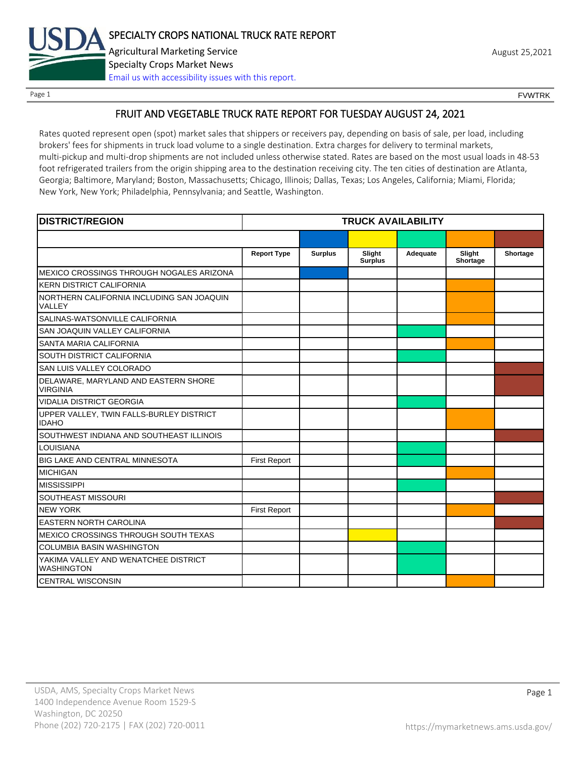# SPECIALTY CROPS NATIONAL TRUCK RATE REPORT

Agricultural Marketing Service

Specialty Crops Market News

Email us with accessibility issues with this report.

August 25,2021

FVWTRK

## FRUIT AND VEGETABLE TRUCK RATE REPORT FOR TUESDAY AUGUST 24, 2021

Rates quoted represent open (spot) market sales that shippers or receivers pay, depending on basis of sale, per load, including brokers' fees for shipments in truck load volume to a single destination. Extra charges for delivery to terminal markets, multi-pickup and multi-drop shipments are not included unless otherwise stated. Rates are based on the most usual loads in 48-53 foot refrigerated trailers from the origin shipping area to the destination receiving city. The ten cities of destination are Atlanta, Georgia; Baltimore, Maryland; Boston, Massachusetts; Chicago, Illinois; Dallas, Texas; Los Angeles, California; Miami, Florida; New York, New York; Philadelphia, Pennsylvania; and Seattle, Washington.

| DISTRICT/REGION | TRUCK AVAILABILITY | | | | | |
|---|---|---|---|---|---|---|
| | Report Type | Surplus | Slight Surplus | Adequate | Slight Shortage | Shortage |
| MEXICO CROSSINGS THROUGH NOGALES ARIZONA | | X | | | | |
| KERN DISTRICT CALIFORNIA | | | | | X | |
| NORTHERN CALIFORNIA INCLUDING SAN JOAQUIN VALLEY | | | | | X | |
| SALINAS-WATSONVILLE CALIFORNIA | | | | | X | |
| SAN JOAQUIN VALLEY CALIFORNIA | | | | X | | |
| SANTA MARIA CALIFORNIA | | | | | X | |
| SOUTH DISTRICT CALIFORNIA | | | | X | | |
| SAN LUIS VALLEY COLORADO | | | | | | X |
| DELAWARE, MARYLAND AND EASTERN SHORE VIRGINIA | | | | | | X |
| VIDALIA DISTRICT GEORGIA | | | | X | | |
| UPPER VALLEY, TWIN FALLS-BURLEY DISTRICT IDAHO | | | | | X | |
| SOUTHWEST INDIANA AND SOUTHEAST ILLINOIS | | | | | | X |
| LOUISIANA | | | | X | | |
| BIG LAKE AND CENTRAL MINNESOTA | First Report | | | X | | |
| MICHIGAN | | | | | X | |
| MISSISSIPPI | | | | X | | |
| SOUTHEAST MISSOURI | | | | | | X |
| NEW YORK | First Report | | | | X | |
| EASTERN NORTH CAROLINA | | | | | | X |
| MEXICO CROSSINGS THROUGH SOUTH TEXAS | | | X | | | |
| COLUMBIA BASIN WASHINGTON | | | | X | | |
| YAKIMA VALLEY AND WENATCHEE DISTRICT WASHINGTON | | | | X | | |
| CENTRAL WISCONSIN | | | | | X | |

USDA, AMS, Specialty Crops Market News
1400 Independence Avenue Room 1529-S
Washington, DC 20250
Phone (202) 720-2175 | FAX (202) 720-0011

https://mymarketnews.ams.usda.gov/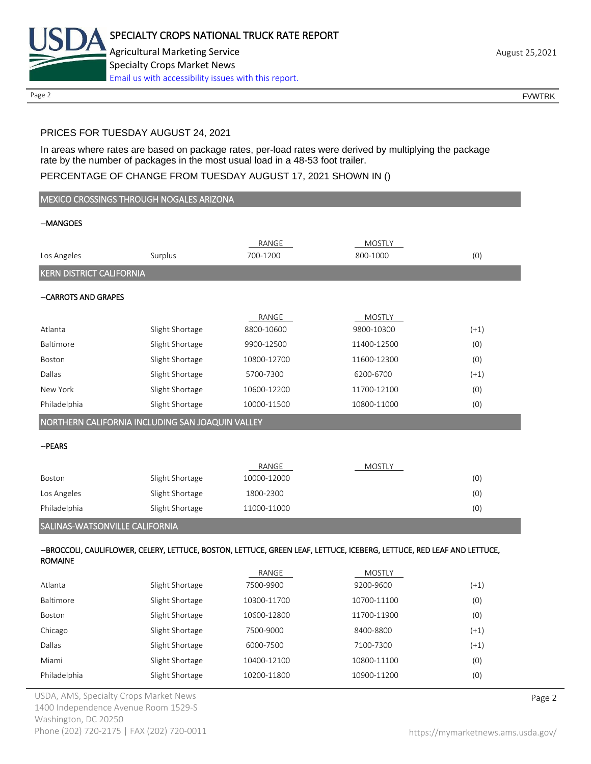PRICES FOR TUESDAY AUGUST 24, 2021

In areas where rates are based on package rates, per-load rates were derived by multiplying the package rate by the number of packages in the most usual load in a 48-53 foot trailer.

PERCENTAGE OF CHANGE FROM TUESDAY AUGUST 17, 2021 SHOWN IN ()

## MEXICO CROSSINGS THROUGH NOGALES ARIZONA

--MANGOES

| | | RANGE | MOSTLY | |
|---|---|---|---|---|
| Los Angeles | Surplus | 700-1200 | 800-1000 | (0) |

## KERN DISTRICT CALIFORNIA

--CARROTS AND GRAPES

| | | RANGE | MOSTLY | |
|---|---|---|---|---|
| Atlanta | Slight Shortage | 8800-10600 | 9800-10300 | (+1) |
| Baltimore | Slight Shortage | 9900-12500 | 11400-12500 | (0) |
| Boston | Slight Shortage | 10800-12700 | 11600-12300 | (0) |
| Dallas | Slight Shortage | 5700-7300 | 6200-6700 | (+1) |
| New York | Slight Shortage | 10600-12200 | 11700-12100 | (0) |
| Philadelphia | Slight Shortage | 10000-11500 | 10800-11000 | (0) |

## NORTHERN CALIFORNIA INCLUDING SAN JOAQUIN VALLEY

--PEARS

| | | RANGE | MOSTLY | |
|---|---|---|---|---|
| Boston | Slight Shortage | 10000-12000 | | (0) |
| Los Angeles | Slight Shortage | 1800-2300 | | (0) |
| Philadelphia | Slight Shortage | 11000-11000 | | (0) |

## SALINAS-WATSONVILLE CALIFORNIA

--BROCCOLI, CAULIFLOWER, CELERY, LETTUCE, BOSTON, LETTUCE, GREEN LEAF, LETTUCE, ICEBERG, LETTUCE, RED LEAF AND LETTUCE, ROMAINE

| | | RANGE | MOSTLY | |
|---|---|---|---|---|
| Atlanta | Slight Shortage | 7500-9900 | 9200-9600 | (+1) |
| Baltimore | Slight Shortage | 10300-11700 | 10700-11100 | (0) |
| Boston | Slight Shortage | 10600-12800 | 11700-11900 | (0) |
| Chicago | Slight Shortage | 7500-9000 | 8400-8800 | (+1) |
| Dallas | Slight Shortage | 6000-7500 | 7100-7300 | (+1) |
| Miami | Slight Shortage | 10400-12100 | 10800-11100 | (0) |
| Philadelphia | Slight Shortage | 10200-11800 | 10900-11200 | (0) |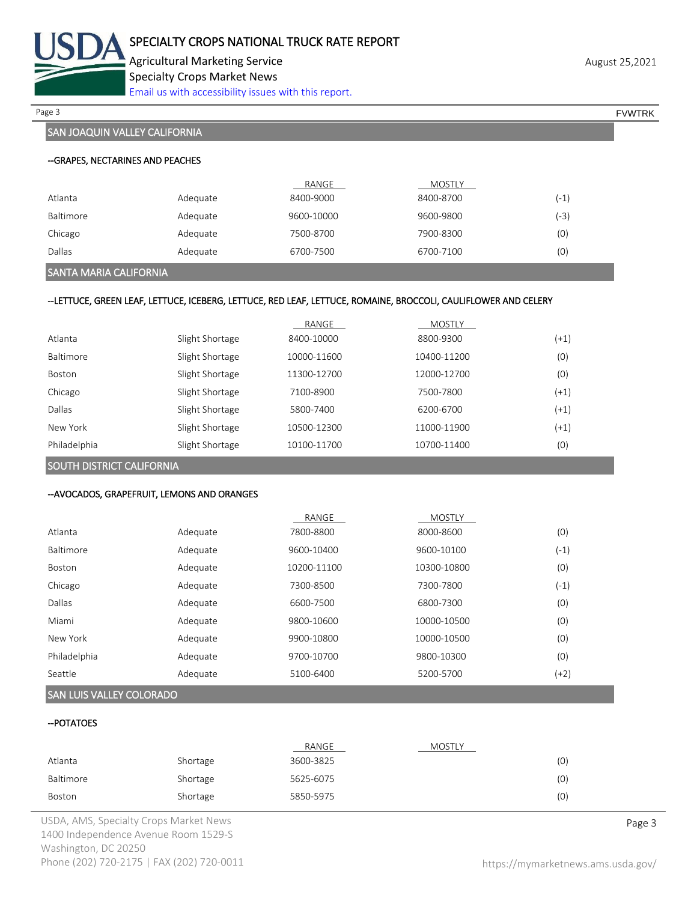## SAN JOAQUIN VALLEY CALIFORNIA

--GRAPES, NECTARINES AND PEACHES

| | | RANGE | MOSTLY | |
|---|---|---|---|---|
| Atlanta | Adequate | 8400-9000 | 8400-8700 | (-1) |
| Baltimore | Adequate | 9600-10000 | 9600-9800 | (-3) |
| Chicago | Adequate | 7500-8700 | 7900-8300 | (0) |
| Dallas | Adequate | 6700-7500 | 6700-7100 | (0) |

## SANTA MARIA CALIFORNIA

--LETTUCE, GREEN LEAF, LETTUCE, ICEBERG, LETTUCE, RED LEAF, LETTUCE, ROMAINE, BROCCOLI, CAULIFLOWER AND CELERY

| | | RANGE | MOSTLY | |
|---|---|---|---|---|
| Atlanta | Slight Shortage | 8400-10000 | 8800-9300 | (+1) |
| Baltimore | Slight Shortage | 10000-11600 | 10400-11200 | (0) |
| Boston | Slight Shortage | 11300-12700 | 12000-12700 | (0) |
| Chicago | Slight Shortage | 7100-8900 | 7500-7800 | (+1) |
| Dallas | Slight Shortage | 5800-7400 | 6200-6700 | (+1) |
| New York | Slight Shortage | 10500-12300 | 11000-11900 | (+1) |
| Philadelphia | Slight Shortage | 10100-11700 | 10700-11400 | (0) |

## SOUTH DISTRICT CALIFORNIA

--AVOCADOS, GRAPEFRUIT, LEMONS AND ORANGES

| | | RANGE | MOSTLY | |
|---|---|---|---|---|
| Atlanta | Adequate | 7800-8800 | 8000-8600 | (0) |
| Baltimore | Adequate | 9600-10400 | 9600-10100 | (-1) |
| Boston | Adequate | 10200-11100 | 10300-10800 | (0) |
| Chicago | Adequate | 7300-8500 | 7300-7800 | (-1) |
| Dallas | Adequate | 6600-7500 | 6800-7300 | (0) |
| Miami | Adequate | 9800-10600 | 10000-10500 | (0) |
| New York | Adequate | 9900-10800 | 10000-10500 | (0) |
| Philadelphia | Adequate | 9700-10700 | 9800-10300 | (0) |
| Seattle | Adequate | 5100-6400 | 5200-5700 | (+2) |

## SAN LUIS VALLEY COLORADO

--POTATOES

| | | RANGE | MOSTLY | |
|---|---|---|---|---|
| Atlanta | Shortage | 3600-3825 | | (0) |
| Baltimore | Shortage | 5625-6075 | | (0) |
| Boston | Shortage | 5850-5975 | | (0) |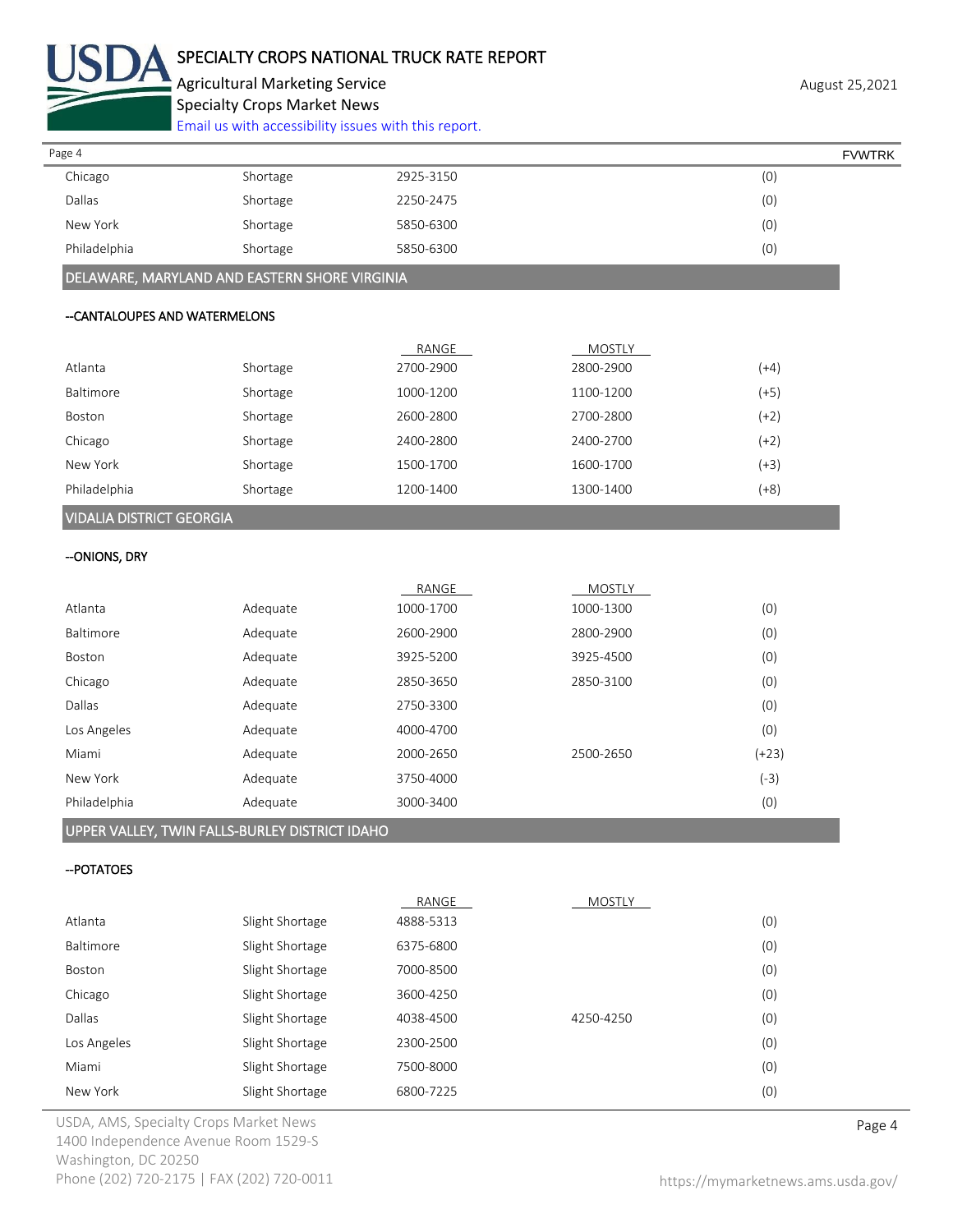| | | | | |
|---|---|---|---|---|
| Chicago | Shortage | 2925-3150 | | (0) |
| Dallas | Shortage | 2250-2475 | | (0) |
| New York | Shortage | 5850-6300 | | (0) |
| Philadelphia | Shortage | 5850-6300 | | (0) |

## DELAWARE, MARYLAND AND EASTERN SHORE VIRGINIA

### --CANTALOUPES AND WATERMELONS

| | | RANGE | MOSTLY | |
|---|---|---|---|---|
| Atlanta | Shortage | 2700-2900 | 2800-2900 | (+4) |
| Baltimore | Shortage | 1000-1200 | 1100-1200 | (+5) |
| Boston | Shortage | 2600-2800 | 2700-2800 | (+2) |
| Chicago | Shortage | 2400-2800 | 2400-2700 | (+2) |
| New York | Shortage | 1500-1700 | 1600-1700 | (+3) |
| Philadelphia | Shortage | 1200-1400 | 1300-1400 | (+8) |

## VIDALIA DISTRICT GEORGIA

### --ONIONS, DRY

| | | RANGE | MOSTLY | |
|---|---|---|---|---|
| Atlanta | Adequate | 1000-1700 | 1000-1300 | (0) |
| Baltimore | Adequate | 2600-2900 | 2800-2900 | (0) |
| Boston | Adequate | 3925-5200 | 3925-4500 | (0) |
| Chicago | Adequate | 2850-3650 | 2850-3100 | (0) |
| Dallas | Adequate | 2750-3300 | | (0) |
| Los Angeles | Adequate | 4000-4700 | | (0) |
| Miami | Adequate | 2000-2650 | 2500-2650 | (+23) |
| New York | Adequate | 3750-4000 | | (-3) |
| Philadelphia | Adequate | 3000-3400 | | (0) |

## UPPER VALLEY, TWIN FALLS-BURLEY DISTRICT IDAHO

### --POTATOES

| | | RANGE | MOSTLY | |
|---|---|---|---|---|
| Atlanta | Slight Shortage | 4888-5313 | | (0) |
| Baltimore | Slight Shortage | 6375-6800 | | (0) |
| Boston | Slight Shortage | 7000-8500 | | (0) |
| Chicago | Slight Shortage | 3600-4250 | | (0) |
| Dallas | Slight Shortage | 4038-4500 | 4250-4250 | (0) |
| Los Angeles | Slight Shortage | 2300-2500 | | (0) |
| Miami | Slight Shortage | 7500-8000 | | (0) |
| New York | Slight Shortage | 6800-7225 | | (0) |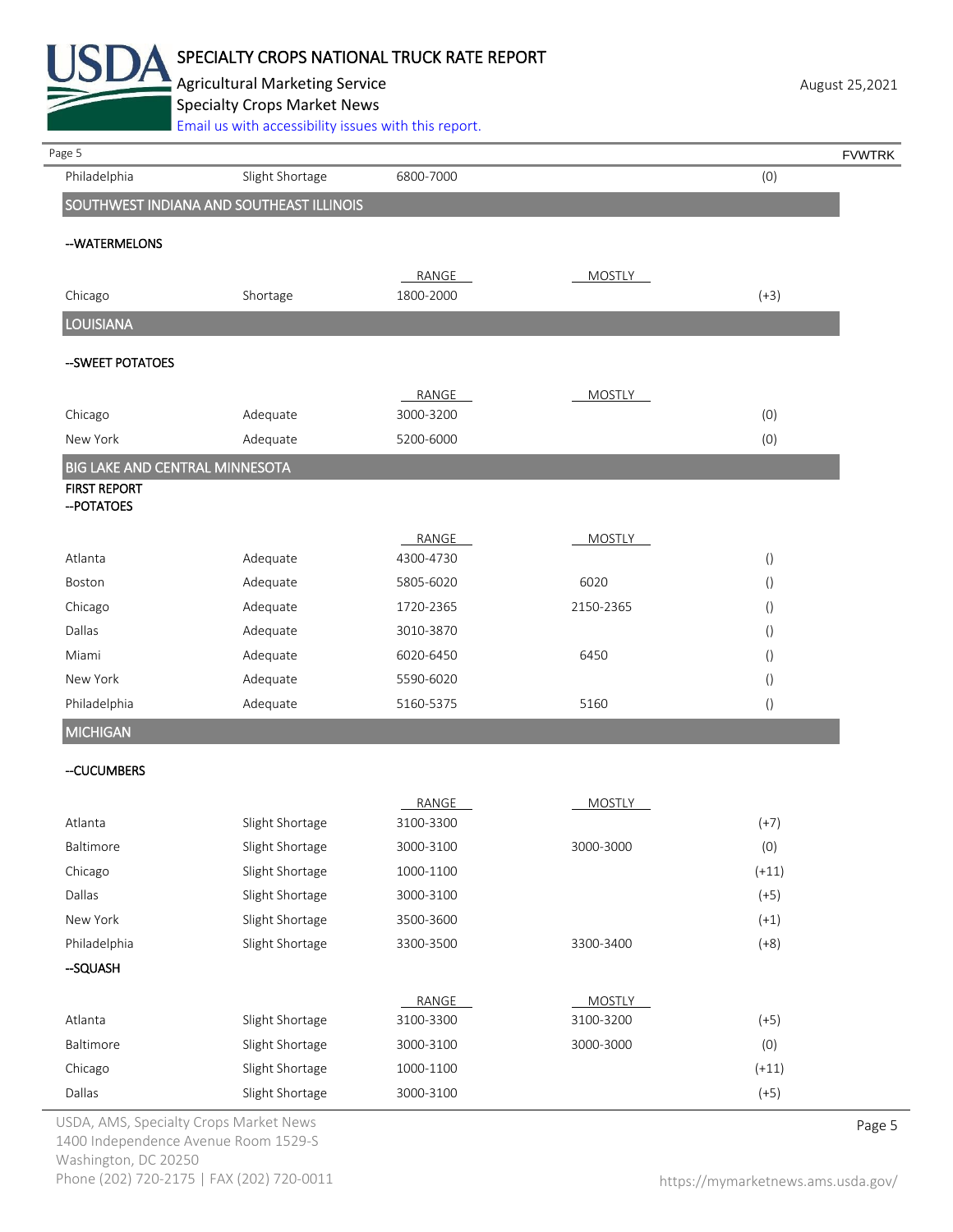| | | | | |
|---|---|---|---|---|
| Philadelphia | Slight Shortage | 6800-7000 | | (0) |

## SOUTHWEST INDIANA AND SOUTHEAST ILLINOIS

--WATERMELONS

| | | RANGE | MOSTLY | |
|---|---|---|---|---|
| Chicago | Shortage | 1800-2000 | | (+3) |

## LOUISIANA

--SWEET POTATOES

| | | RANGE | MOSTLY | |
|---|---|---|---|---|
| Chicago | Adequate | 3000-3200 | | (0) |
| New York | Adequate | 5200-6000 | | (0) |

## BIG LAKE AND CENTRAL MINNESOTA

FIRST REPORT

--POTATOES

| | | RANGE | MOSTLY | |
|---|---|---|---|---|
| Atlanta | Adequate | 4300-4730 | | () |
| Boston | Adequate | 5805-6020 | 6020 | () |
| Chicago | Adequate | 1720-2365 | 2150-2365 | () |
| Dallas | Adequate | 3010-3870 | | () |
| Miami | Adequate | 6020-6450 | 6450 | () |
| New York | Adequate | 5590-6020 | | () |
| Philadelphia | Adequate | 5160-5375 | 5160 | () |

## MICHIGAN

--CUCUMBERS

| | | RANGE | MOSTLY | |
|---|---|---|---|---|
| Atlanta | Slight Shortage | 3100-3300 | | (+7) |
| Baltimore | Slight Shortage | 3000-3100 | 3000-3000 | (0) |
| Chicago | Slight Shortage | 1000-1100 | | (+11) |
| Dallas | Slight Shortage | 3000-3100 | | (+5) |
| New York | Slight Shortage | 3500-3600 | | (+1) |
| Philadelphia | Slight Shortage | 3300-3500 | 3300-3400 | (+8) |

--SQUASH

| | | RANGE | MOSTLY | |
|---|---|---|---|---|
| Atlanta | Slight Shortage | 3100-3300 | 3100-3200 | (+5) |
| Baltimore | Slight Shortage | 3000-3100 | 3000-3000 | (0) |
| Chicago | Slight Shortage | 1000-1100 | | (+11) |
| Dallas | Slight Shortage | 3000-3100 | | (+5) |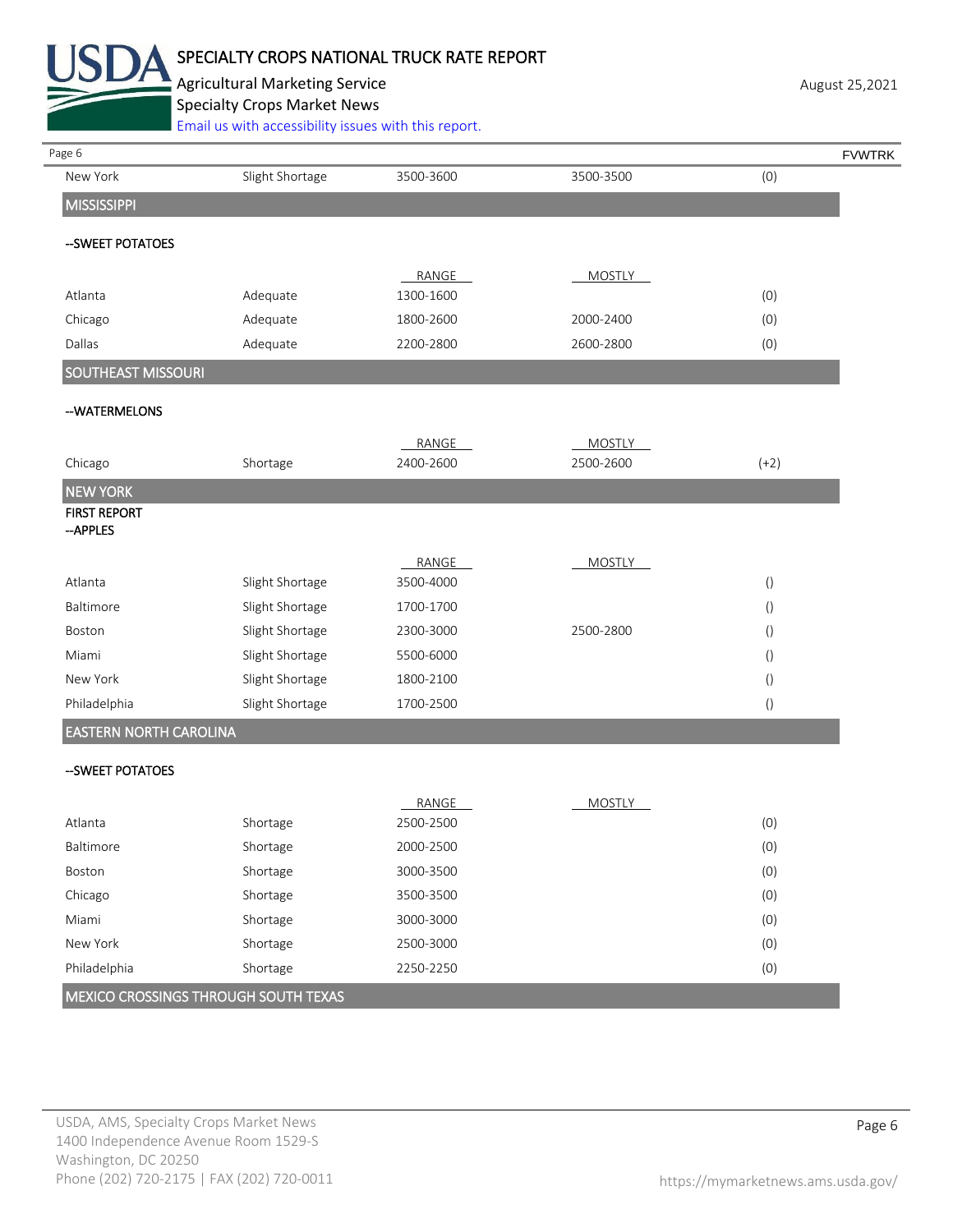| | | | | |
|---|---|---|---|---|
| New York | Slight Shortage | 3500-3600 | 3500-3500 | (0) |

## MISSISSIPPI

--SWEET POTATOES

| | | RANGE | MOSTLY | |
|---|---|---|---|---|
| Atlanta | Adequate | 1300-1600 | | (0) |
| Chicago | Adequate | 1800-2600 | 2000-2400 | (0) |
| Dallas | Adequate | 2200-2800 | 2600-2800 | (0) |

## SOUTHEAST MISSOURI

--WATERMELONS

| | | RANGE | MOSTLY | |
|---|---|---|---|---|
| Chicago | Shortage | 2400-2600 | 2500-2600 | (+2) |

## NEW YORK

FIRST REPORT
--APPLES

| | | RANGE | MOSTLY | |
|---|---|---|---|---|
| Atlanta | Slight Shortage | 3500-4000 | | () |
| Baltimore | Slight Shortage | 1700-1700 | | () |
| Boston | Slight Shortage | 2300-3000 | 2500-2800 | () |
| Miami | Slight Shortage | 5500-6000 | | () |
| New York | Slight Shortage | 1800-2100 | | () |
| Philadelphia | Slight Shortage | 1700-2500 | | () |

## EASTERN NORTH CAROLINA

--SWEET POTATOES

| | | RANGE | MOSTLY | |
|---|---|---|---|---|
| Atlanta | Shortage | 2500-2500 | | (0) |
| Baltimore | Shortage | 2000-2500 | | (0) |
| Boston | Shortage | 3000-3500 | | (0) |
| Chicago | Shortage | 3500-3500 | | (0) |
| Miami | Shortage | 3000-3000 | | (0) |
| New York | Shortage | 2500-3000 | | (0) |
| Philadelphia | Shortage | 2250-2250 | | (0) |

## MEXICO CROSSINGS THROUGH SOUTH TEXAS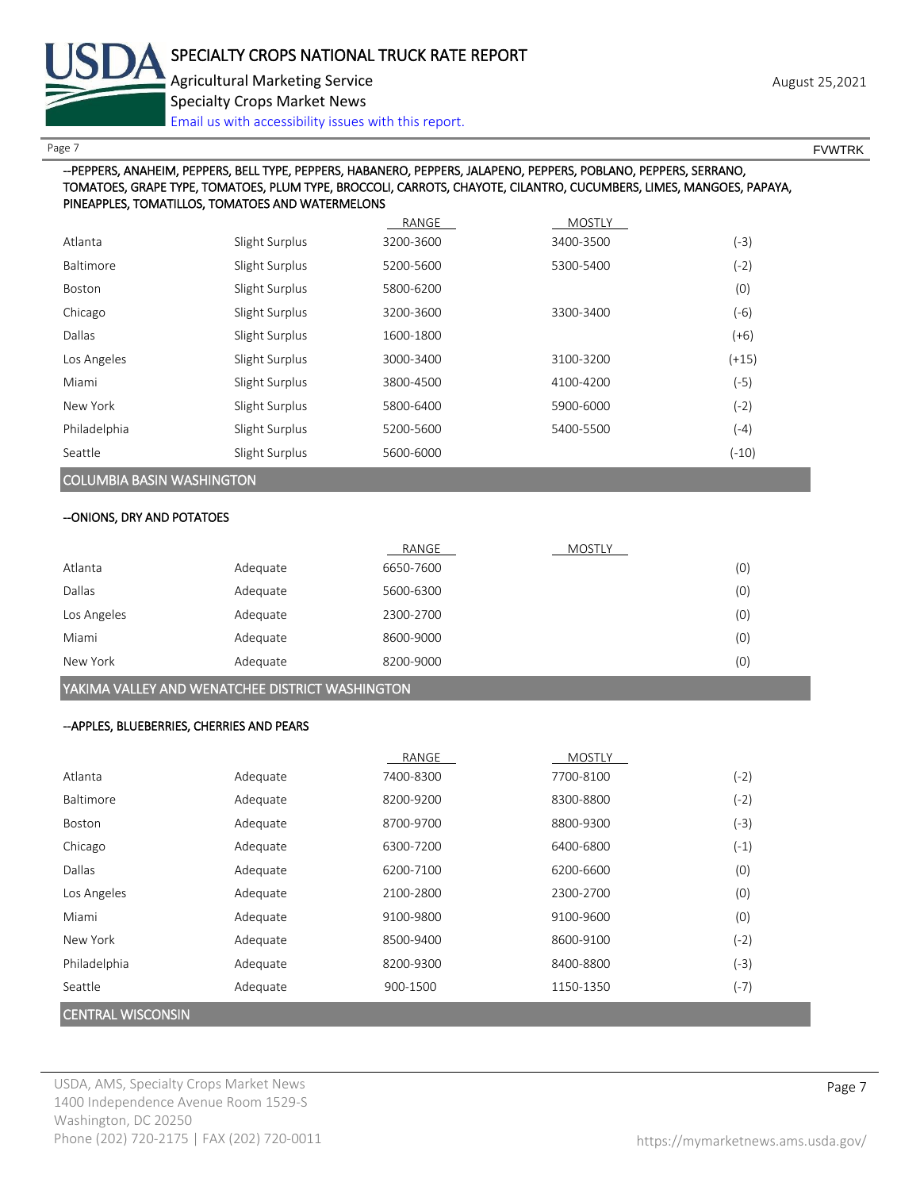--PEPPERS, ANAHEIM, PEPPERS, BELL TYPE, PEPPERS, HABANERO, PEPPERS, JALAPENO, PEPPERS, POBLANO, PEPPERS, SERRANO, TOMATOES, GRAPE TYPE, TOMATOES, PLUM TYPE, BROCCOLI, CARROTS, CHAYOTE, CILANTRO, CUCUMBERS, LIMES, MANGOES, PAPAYA, PINEAPPLES, TOMATILLOS, TOMATOES AND WATERMELONS

| | | RANGE | MOSTLY | |
|---|---|---|---|---|
| Atlanta | Slight Surplus | 3200-3600 | 3400-3500 | (-3) |
| Baltimore | Slight Surplus | 5200-5600 | 5300-5400 | (-2) |
| Boston | Slight Surplus | 5800-6200 | | (0) |
| Chicago | Slight Surplus | 3200-3600 | 3300-3400 | (-6) |
| Dallas | Slight Surplus | 1600-1800 | | (+6) |
| Los Angeles | Slight Surplus | 3000-3400 | 3100-3200 | (+15) |
| Miami | Slight Surplus | 3800-4500 | 4100-4200 | (-5) |
| New York | Slight Surplus | 5800-6400 | 5900-6000 | (-2) |
| Philadelphia | Slight Surplus | 5200-5600 | 5400-5500 | (-4) |
| Seattle | Slight Surplus | 5600-6000 | | (-10) |

## COLUMBIA BASIN WASHINGTON

--ONIONS, DRY AND POTATOES

| | | RANGE | MOSTLY | |
|---|---|---|---|---|
| Atlanta | Adequate | 6650-7600 | | (0) |
| Dallas | Adequate | 5600-6300 | | (0) |
| Los Angeles | Adequate | 2300-2700 | | (0) |
| Miami | Adequate | 8600-9000 | | (0) |
| New York | Adequate | 8200-9000 | | (0) |

## YAKIMA VALLEY AND WENATCHEE DISTRICT WASHINGTON

--APPLES, BLUEBERRIES, CHERRIES AND PEARS

| | | RANGE | MOSTLY | |
|---|---|---|---|---|
| Atlanta | Adequate | 7400-8300 | 7700-8100 | (-2) |
| Baltimore | Adequate | 8200-9200 | 8300-8800 | (-2) |
| Boston | Adequate | 8700-9700 | 8800-9300 | (-3) |
| Chicago | Adequate | 6300-7200 | 6400-6800 | (-1) |
| Dallas | Adequate | 6200-7100 | 6200-6600 | (0) |
| Los Angeles | Adequate | 2100-2800 | 2300-2700 | (0) |
| Miami | Adequate | 9100-9800 | 9100-9600 | (0) |
| New York | Adequate | 8500-9400 | 8600-9100 | (-2) |
| Philadelphia | Adequate | 8200-9300 | 8400-8800 | (-3) |
| Seattle | Adequate | 900-1500 | 1150-1350 | (-7) |

## CENTRAL WISCONSIN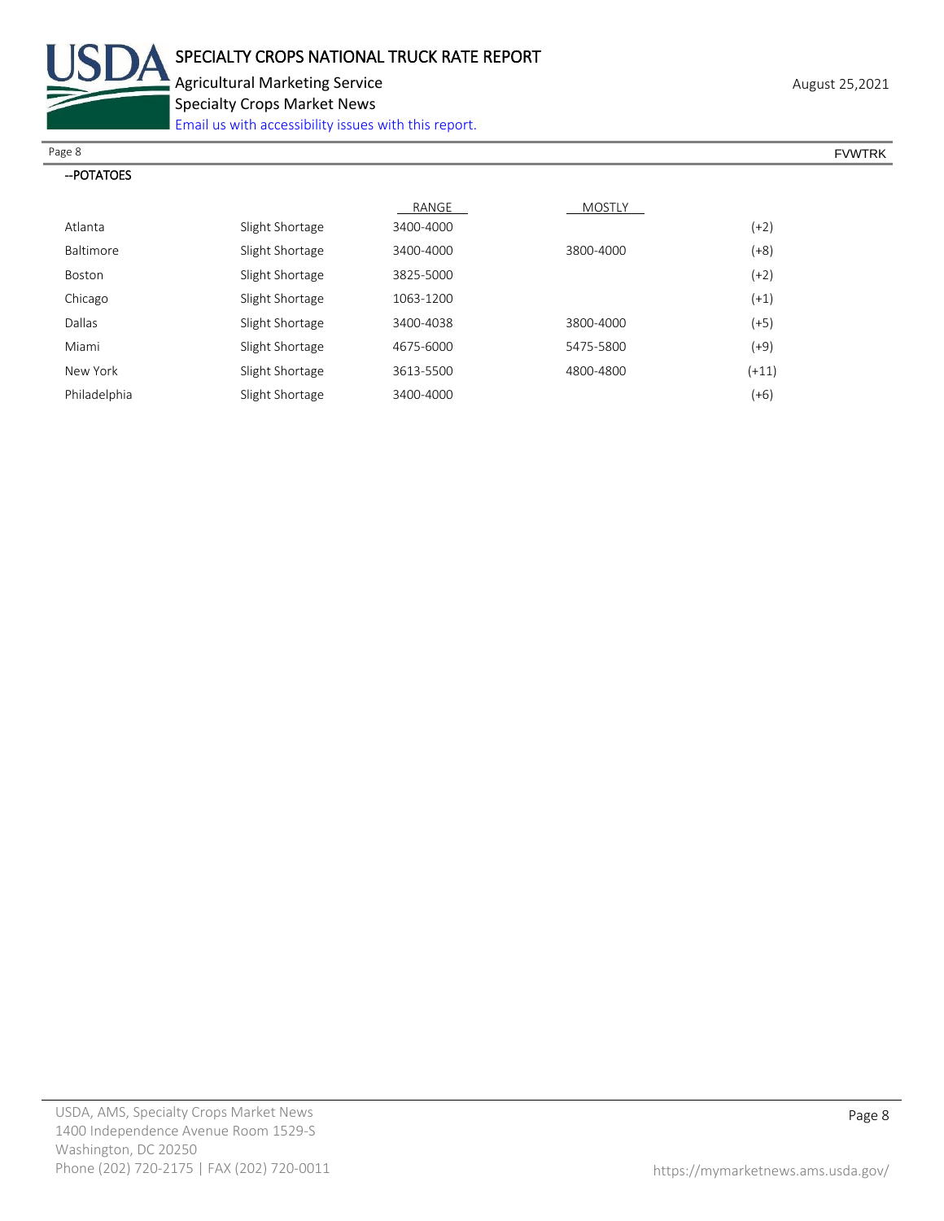--POTATOES

| | | RANGE | MOSTLY | |
|---|---|---|---|---|
| Atlanta | Slight Shortage | 3400-4000 | | (+2) |
| Baltimore | Slight Shortage | 3400-4000 | 3800-4000 | (+8) |
| Boston | Slight Shortage | 3825-5000 | | (+2) |
| Chicago | Slight Shortage | 1063-1200 | | (+1) |
| Dallas | Slight Shortage | 3400-4038 | 3800-4000 | (+5) |
| Miami | Slight Shortage | 4675-6000 | 5475-5800 | (+9) |
| New York | Slight Shortage | 3613-5500 | 4800-4800 | (+11) |
| Philadelphia | Slight Shortage | 3400-4000 | | (+6) |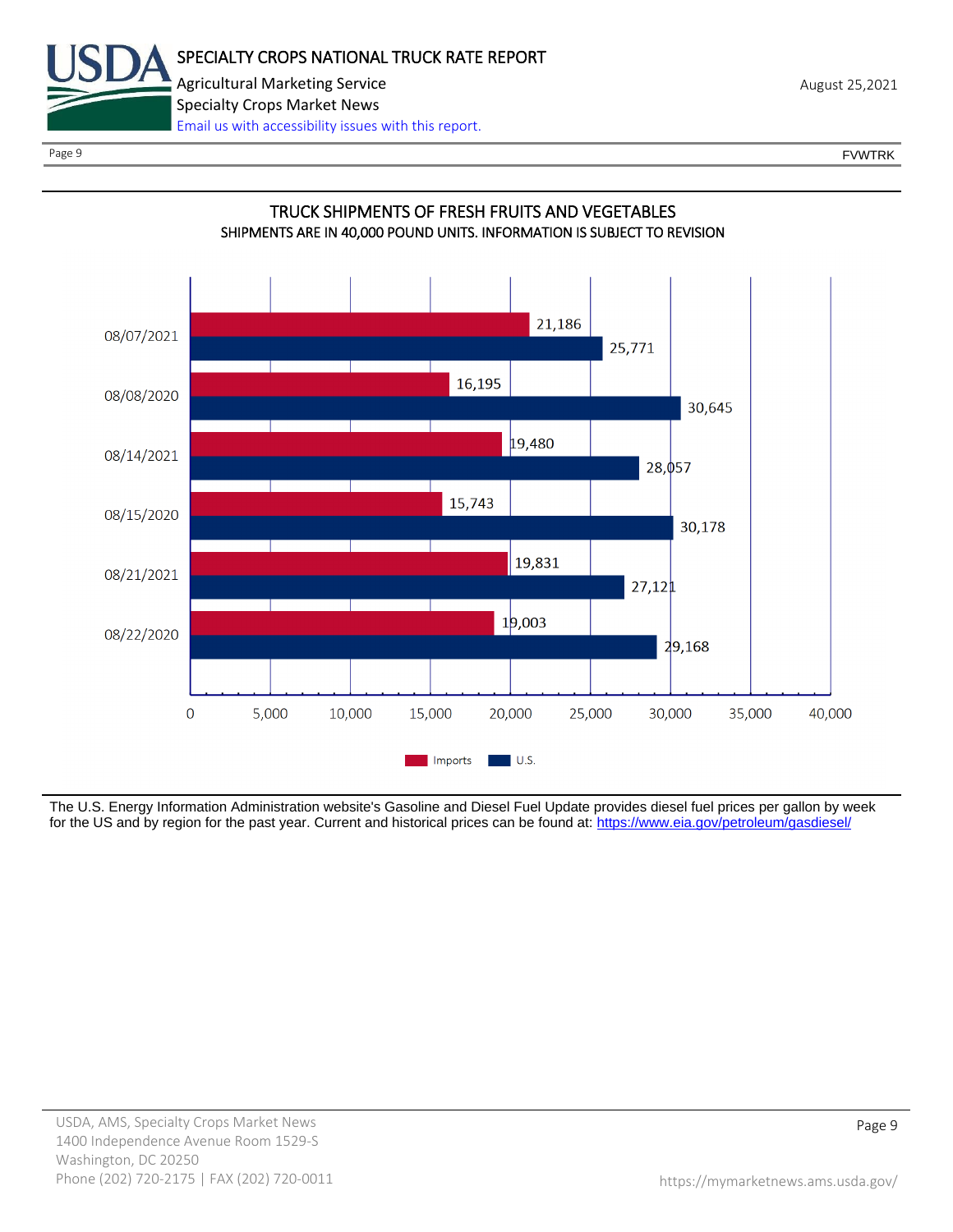## TRUCK SHIPMENTS OF FRESH FRUITS AND VEGETABLES

SHIPMENTS ARE IN 40,000 POUND UNITS. INFORMATION IS SUBJECT TO REVISION

08/07/2021
21,186
25,771

08/08/2020
16,195
30,645

08/14/2021
19,480
28,057

08/15/2020
15,743
30,178

08/21/2021
19,831
27,121

08/22/2020
19,003
29,168

0
5,000
10,000
15,000
20,000
25,000
30,000
35,000
40,000

Imports
U.S.

The U.S. Energy Information Administration website's Gasoline and Diesel Fuel Update provides diesel fuel prices per gallon by week for the US and by region for the past year. Current and historical prices can be found at: https://www.eia.gov/petroleum/gasdiesel/